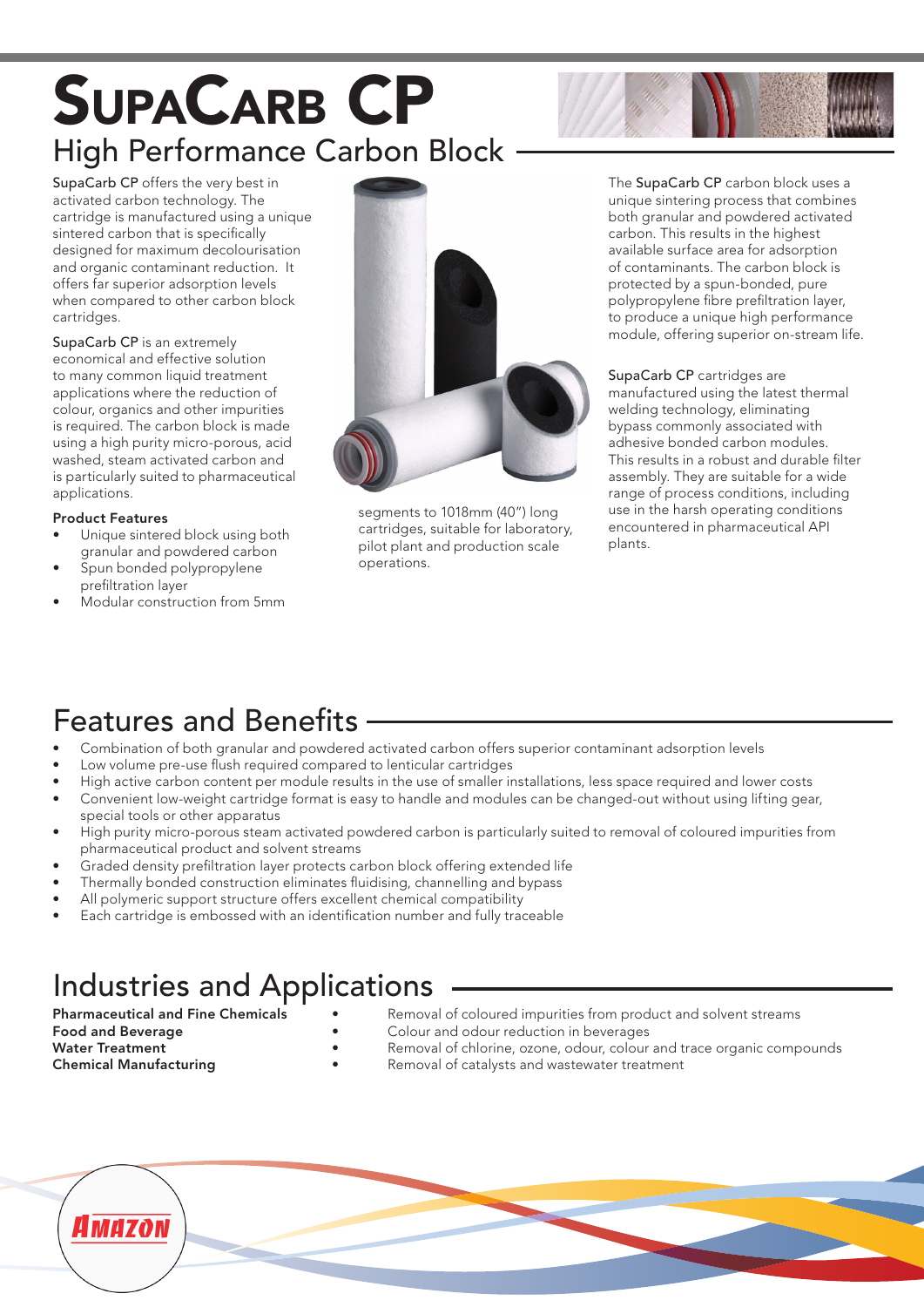# SupaCarb CP

## High Performance Carbon Block

SupaCarb CP offers the very best in activated carbon technology. The cartridge is manufactured using a unique sintered carbon that is specifically designed for maximum decolourisation and organic contaminant reduction. It offers far superior adsorption levels when compared to other carbon block cartridges.

SupaCarb CP is an extremely economical and effective solution to many common liquid treatment applications where the reduction of colour, organics and other impurities is required. The carbon block is made using a high purity micro-porous, acid washed, steam activated carbon and is particularly suited to pharmaceutical applications.

**Product Features**

- Unique sintered block using both granular and powdered carbon
- Spun bonded polypropylene prefiltration layer
- Modular construction from 5mm segments to 1018mm (40") long cartridges, suitable for laboratory, pilot plant and production scale operations.

The SupaCarb CP carbon block uses a unique sintering process that combines both granular and powdered activated carbon. This results in the highest available surface area for adsorption of contaminants. The carbon block is protected by a spun-bonded, pure polypropylene fibre prefiltration layer, to produce a unique high performance module, offering superior on-stream life.

SupaCarb CP cartridges are manufactured using the latest thermal welding technology, eliminating bypass commonly associated with adhesive bonded carbon modules. This results in a robust and durable filter assembly. They are suitable for a wide range of process conditions, including use in the harsh operating conditions encountered in pharmaceutical API plants.

## Features and Benefits

- Combination of both granular and powdered activated carbon offers superior contaminant adsorption levels
- Low volume pre-use flush required compared to lenticular cartridges
- High active carbon content per module results in the use of smaller installations, less space required and lower costs
- Convenient low-weight cartridge format is easy to handle and modules can be changed-out without using lifting gear, special tools or other apparatus
- High purity micro-porous steam activated powdered carbon is particularly suited to removal of coloured impurities from pharmaceutical product and solvent streams
- Graded density prefiltration layer protects carbon block offering extended life
- Thermally bonded construction eliminates fluidising, channelling and bypass
- All polymeric support structure offers excellent chemical compatibility
- Each cartridge is embossed with an identification number and fully traceable

## Industries and Applications

| | |
|---|---|
| **Pharmaceutical and Fine Chemicals** | Removal of coloured impurities from product and solvent streams |
| **Food and Beverage** | Colour and odour reduction in beverages |
| **Water Treatment** | Removal of chlorine, ozone, odour, colour and trace organic compounds |
| **Chemical Manufacturing** | Removal of catalysts and wastewater treatment |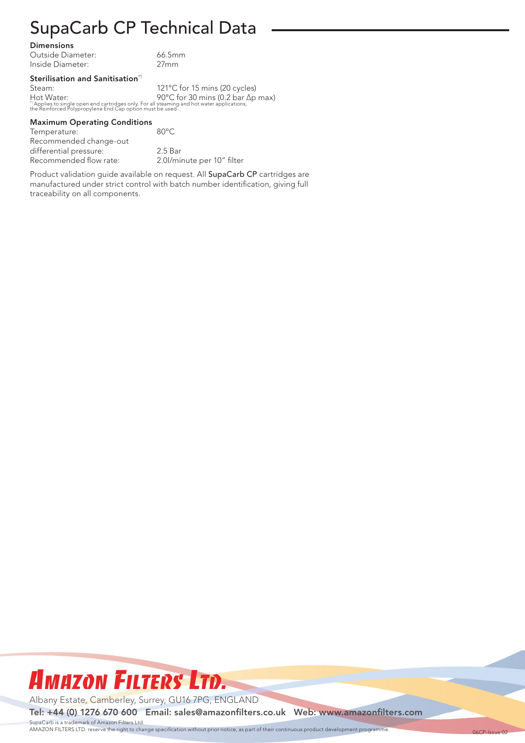# SupaCarb CP Technical Data

**Dimensions**

| | |
|---|---|
| Outside Diameter: | 66.5mm |
| Inside Diameter: | 27mm |

**Sterilisation and Sanitisation**[*1]

| | |
|---|---|
| Steam: | 121°C for 15 mins (20 cycles) |
| Hot Water: | 90°C for 30 mins (0.2 bar Δp max) |

[*1] Applies to single open end cartridges only. For all steaming and hot water applications, the Reinforced Polypropylene End Cap option must be used.

**Maximum Operating Conditions**

| | |
|---|---|
| Temperature: | 80°C |
| Recommended change-out differential pressure: | 2.5 Bar |
| Recommended flow rate: | 2.0l/minute per 10" filter |

Product validation guide available on request. All **SupaCarb CP** cartridges are manufactured under strict control with batch number identification, giving full traceability on all components.

**AMAZON FILTERS LTD.**

Albany Estate, Camberley, Surrey, GU16 7PG, ENGLAND

**Tel: +44 (0) 1276 670 600 Email: sales@amazonfilters.co.uk Web: www.amazonfilters.com**

SupaCarb is a trademark of Amazon Filters Ltd.

AMAZON FILTERS LTD. reserve the right to change specification without prior notice, as part of their continuous product development programme.

06CP-Issue 02